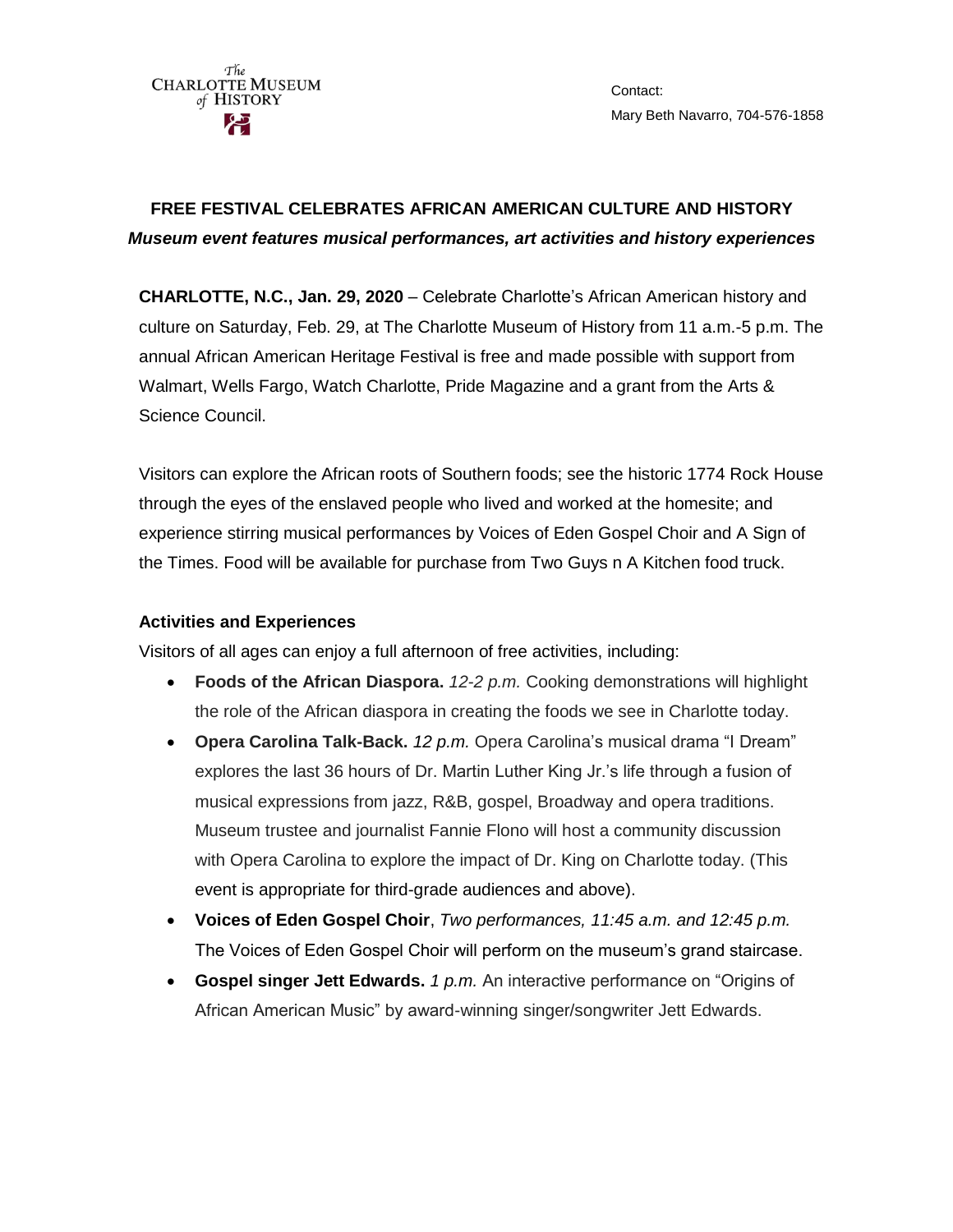The
CHARLOTTE MUSEUM
of HISTORY

Contact:
Mary Beth Navarro, 704-576-1858

# FREE FESTIVAL CELEBRATES AFRICAN AMERICAN CULTURE AND HISTORY

***Museum event features musical performances, art activities and history experiences***

**CHARLOTTE, N.C., Jan. 29, 2020** – Celebrate Charlotte's African American history and culture on Saturday, Feb. 29, at The Charlotte Museum of History from 11 a.m.-5 p.m. The annual African American Heritage Festival is free and made possible with support from Walmart, Wells Fargo, Watch Charlotte, Pride Magazine and a grant from the Arts & Science Council.

Visitors can explore the African roots of Southern foods; see the historic 1774 Rock House through the eyes of the enslaved people who lived and worked at the homesite; and experience stirring musical performances by Voices of Eden Gospel Choir and A Sign of the Times. Food will be available for purchase from Two Guys n A Kitchen food truck.

## Activities and Experiences

Visitors of all ages can enjoy a full afternoon of free activities, including:

- **Foods of the African Diaspora.** *12-2 p.m.* Cooking demonstrations will highlight the role of the African diaspora in creating the foods we see in Charlotte today.
- **Opera Carolina Talk-Back.** *12 p.m.* Opera Carolina's musical drama "I Dream" explores the last 36 hours of Dr. Martin Luther King Jr.'s life through a fusion of musical expressions from jazz, R&B, gospel, Broadway and opera traditions. Museum trustee and journalist Fannie Flono will host a community discussion with Opera Carolina to explore the impact of Dr. King on Charlotte today. (This event is appropriate for third-grade audiences and above).
- **Voices of Eden Gospel Choir**, *Two performances, 11:45 a.m. and 12:45 p.m.* The Voices of Eden Gospel Choir will perform on the museum's grand staircase.
- **Gospel singer Jett Edwards.** *1 p.m.* An interactive performance on "Origins of African American Music" by award-winning singer/songwriter Jett Edwards.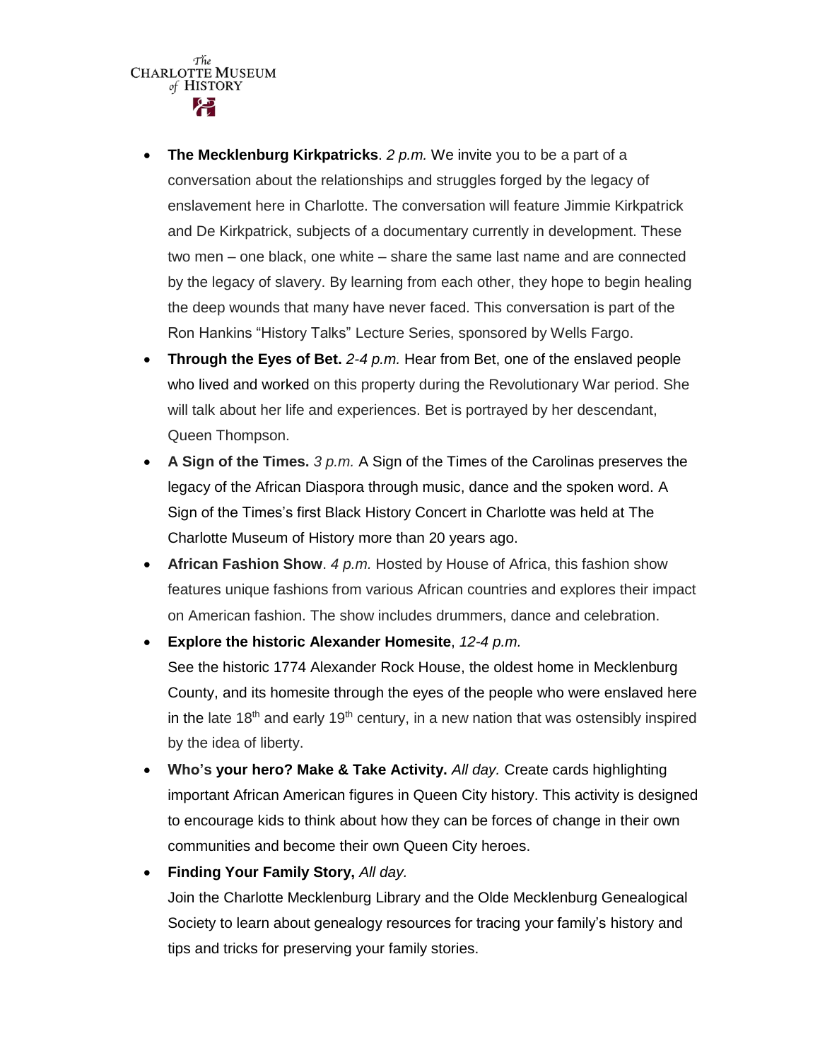- **The Mecklenburg Kirkpatricks**. *2 p.m.* We invite you to be a part of a conversation about the relationships and struggles forged by the legacy of enslavement here in Charlotte. The conversation will feature Jimmie Kirkpatrick and De Kirkpatrick, subjects of a documentary currently in development. These two men – one black, one white – share the same last name and are connected by the legacy of slavery. By learning from each other, they hope to begin healing the deep wounds that many have never faced. This conversation is part of the Ron Hankins "History Talks" Lecture Series, sponsored by Wells Fargo.
- **Through the Eyes of Bet.** *2-4 p.m.* Hear from Bet, one of the enslaved people who lived and worked on this property during the Revolutionary War period. She will talk about her life and experiences. Bet is portrayed by her descendant, Queen Thompson.
- **A Sign of the Times.** *3 p.m.* A Sign of the Times of the Carolinas preserves the legacy of the African Diaspora through music, dance and the spoken word. A Sign of the Times's first Black History Concert in Charlotte was held at The Charlotte Museum of History more than 20 years ago.
- **African Fashion Show**. *4 p.m.* Hosted by House of Africa, this fashion show features unique fashions from various African countries and explores their impact on American fashion. The show includes drummers, dance and celebration.
- **Explore the historic Alexander Homesite**, *12-4 p.m.*
  See the historic 1774 Alexander Rock House, the oldest home in Mecklenburg County, and its homesite through the eyes of the people who were enslaved here in the late 18th and early 19th century, in a new nation that was ostensibly inspired by the idea of liberty.
- **Who's your hero? Make & Take Activity.** *All day.* Create cards highlighting important African American figures in Queen City history. This activity is designed to encourage kids to think about how they can be forces of change in their own communities and become their own Queen City heroes.
- **Finding Your Family Story,** *All day.*
  Join the Charlotte Mecklenburg Library and the Olde Mecklenburg Genealogical Society to learn about genealogy resources for tracing your family's history and tips and tricks for preserving your family stories.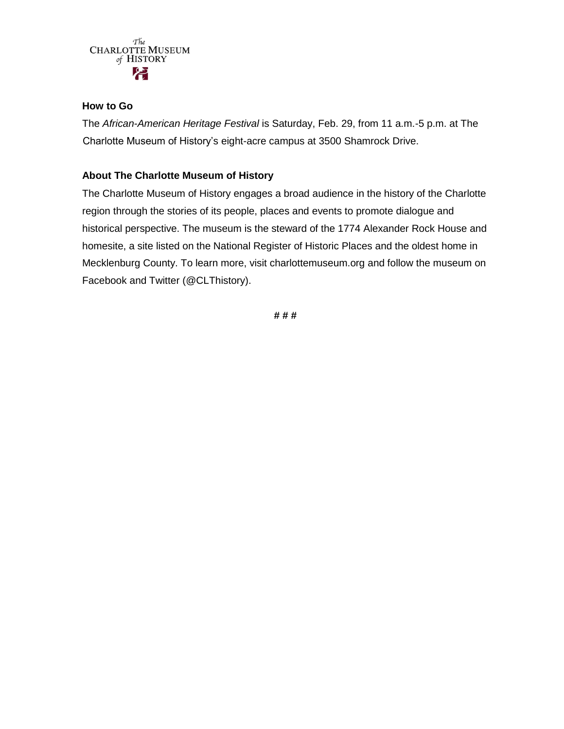The Charlotte Museum of History

**How to Go**

The *African-American Heritage Festival* is Saturday, Feb. 29, from 11 a.m.-5 p.m. at The Charlotte Museum of History's eight-acre campus at 3500 Shamrock Drive.

**About The Charlotte Museum of History**

The Charlotte Museum of History engages a broad audience in the history of the Charlotte region through the stories of its people, places and events to promote dialogue and historical perspective. The museum is the steward of the 1774 Alexander Rock House and homesite, a site listed on the National Register of Historic Places and the oldest home in Mecklenburg County. To learn more, visit charlottemuseum.org and follow the museum on Facebook and Twitter (@CLThistory).

# # #